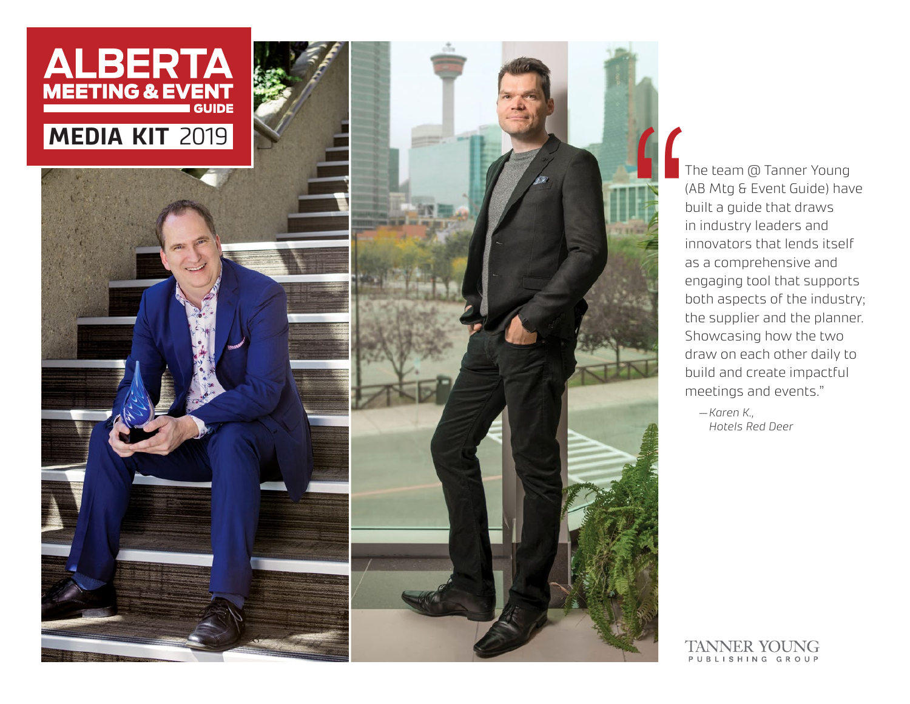# ALBERTA MEETING & EVENT GUIDE

## MEDIA KIT 2019

"The team @ Tanner Young (AB Mtg & Event Guide) have built a guide that draws in industry leaders and innovators that lends itself as a comprehensive and engaging tool that supports both aspects of the industry; the supplier and the planner. Showcasing how the two draw on each other daily to build and create impactful meetings and events."

*—Karen K., Hotels Red Deer*

TANNER YOUNG PUBLISHING GROUP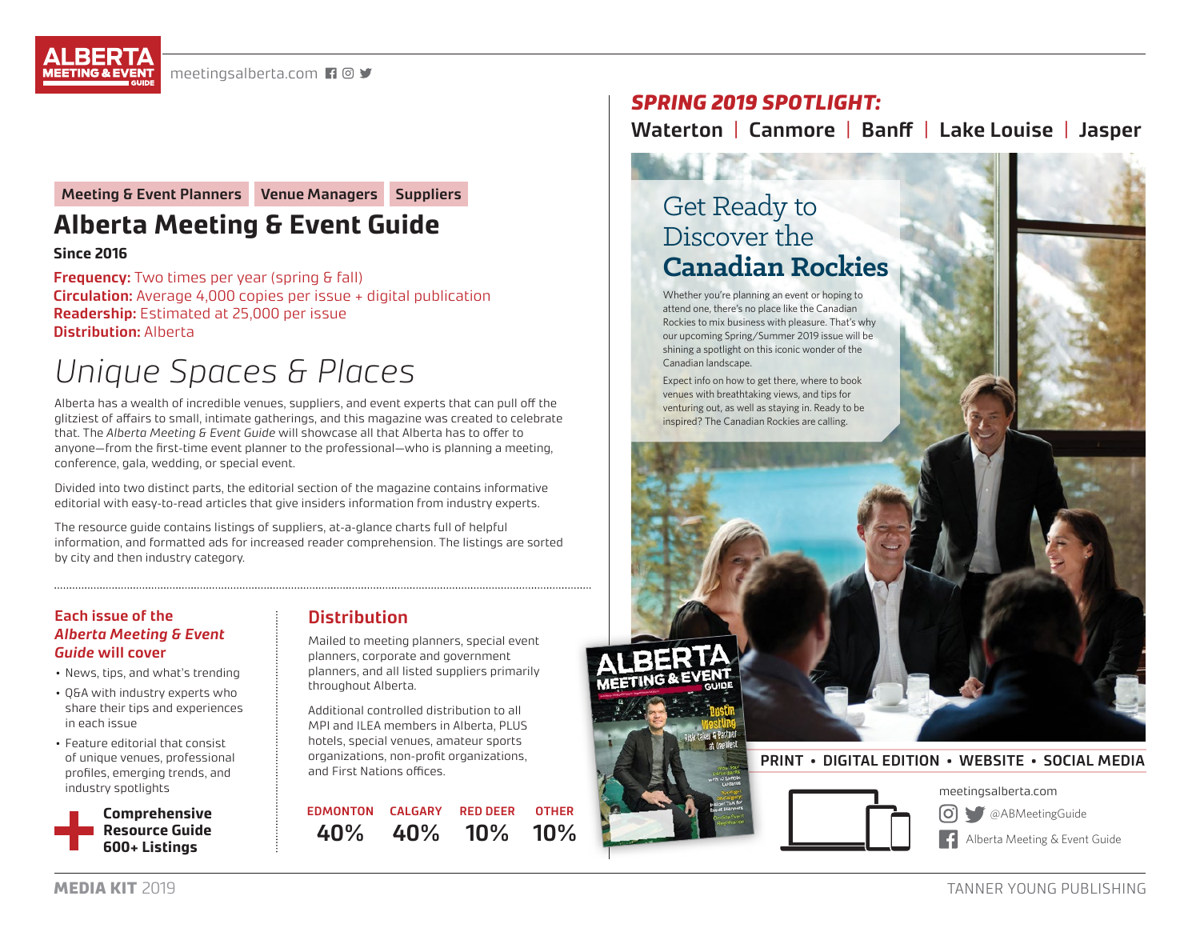Meeting & Event Planners | Venue Managers | Suppliers

# Alberta Meeting & Event Guide

**Since 2016**

**Frequency:** Two times per year (spring & fall)
**Circulation:** Average 4,000 copies per issue + digital publication
**Readership:** Estimated at 25,000 per issue
**Distribution:** Alberta

## *Unique Spaces & Places*

Alberta has a wealth of incredible venues, suppliers, and event experts that can pull off the glitziest of affairs to small, intimate gatherings, and this magazine was created to celebrate that. The *Alberta Meeting & Event Guide* will showcase all that Alberta has to offer to anyone—from the first-time event planner to the professional—who is planning a meeting, conference, gala, wedding, or special event.

Divided into two distinct parts, the editorial section of the magazine contains informative editorial with easy-to-read articles that give insiders information from industry experts.

The resource guide contains listings of suppliers, at-a-glance charts full of helpful information, and formatted ads for increased reader comprehension. The listings are sorted by city and then industry category.

### Each issue of the *Alberta Meeting & Event Guide* will cover

- News, tips, and what's trending
- Q&A with industry experts who share their tips and experiences in each issue
- Feature editorial that consist of unique venues, professional profiles, emerging trends, and industry spotlights

**Comprehensive Resource Guide 600+ Listings**

### Distribution

Mailed to meeting planners, special event planners, corporate and government planners, and all listed suppliers primarily throughout Alberta.

Additional controlled distribution to all MPI and ILEA members in Alberta, PLUS hotels, special venues, amateur sports organizations, non-profit organizations, and First Nations offices.

| EDMONTON | CALGARY | RED DEER | OTHER |
|---|---|---|---|
| 40% | 40% | 10% | 10% |

## *SPRING 2019 SPOTLIGHT:*

**Waterton | Canmore | Banff | Lake Louise | Jasper**

### Get Ready to Discover the **Canadian Rockies**

Whether you're planning an event or hoping to attend one, there's no place like the Canadian Rockies to mix business with pleasure. That's why our upcoming Spring/Summer 2019 issue will be shining a spotlight on this iconic wonder of the Canadian landscape.

Expect info on how to get there, where to book venues with breathtaking views, and tips for venturing out, as well as staying in. Ready to be inspired? The Canadian Rockies are calling.

**PRINT • DIGITAL EDITION • WEBSITE • SOCIAL MEDIA**

meetingsalberta.com
@ABMeetingGuide
Alberta Meeting & Event Guide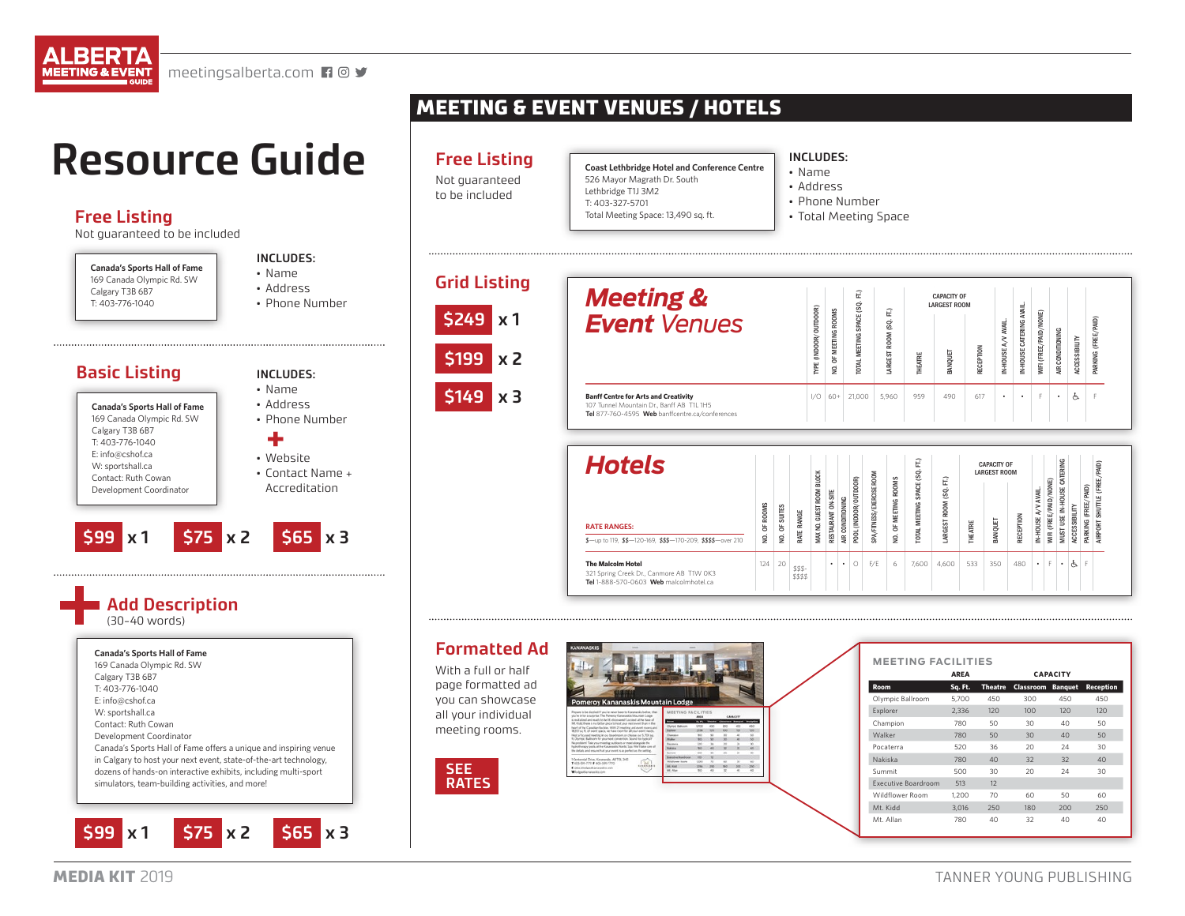# Resource Guide

## Free Listing

Not guaranteed to be included

**Canada's Sports Hall of Fame**
169 Canada Olympic Rd. SW
Calgary T3B 6B7
T: 403-776-1040

**INCLUDES:**
- Name
- Address
- Phone Number

## Basic Listing

**Canada's Sports Hall of Fame**
169 Canada Olympic Rd. SW
Calgary T3B 6B7
T: 403-776-1040
E: info@cshof.ca
W: sportshall.ca
Contact: Ruth Cowan
Development Coordinator

**INCLUDES:**
- Name
- Address
- Phone Number

+

- Website
- Contact Name + Accreditation

$99 x 1 | $75 x 2 | $65 x 3

## + Add Description

(30-40 words)

**Canada's Sports Hall of Fame**
169 Canada Olympic Rd. SW
Calgary T3B 6B7
T: 403-776-1040
E: info@cshof.ca
W: sportshall.ca
Contact: Ruth Cowan
Development Coordinator
Canada's Sports Hall of Fame offers a unique and inspiring venue in Calgary to host your next event, state-of-the-art technology, dozens of hands-on interactive exhibits, including multi-sport simulators, team-building activities, and more!

$99 x 1 | $75 x 2 | $65 x 3

# MEETING & EVENT VENUES / HOTELS

## Free Listing

Not guaranteed to be included

**Coast Lethbridge Hotel and Conference Centre**
526 Mayor Magrath Dr. South
Lethbridge T1J 3M2
T: 403-327-5701
Total Meeting Space: 13,490 sq. ft.

**INCLUDES:**
- Name
- Address
- Phone Number
- Total Meeting Space

## Grid Listing

$249 x 1
$199 x 2
$149 x 3

### *Meeting & Event Venues*

| | Type (Indoor/Outdoor) | No. of Meeting Rooms | Total Meeting Space (sq. ft.) | Largest Room (sq. ft.) | Capacity of Largest Room: Theatre | Banquet | Reception | In-House A/V Avail. | In-House Catering Avail. | WiFi (Free/Paid/None) | Air Conditioning | Accessibility | Parking (Free/Paid) |
|---|---|---|---|---|---|---|---|---|---|---|---|---|---|
| **Banff Centre for Arts and Creativity**<br>107 Tunnel Mountain Dr., Banff AB T1L 1H5<br>**Tel** 877-760-4595 **Web** banffcentre.ca/conferences | I/O | 60+ | 21,000 | 5,960 | 959 | 490 | 617 | • | • | F | • | ♿ | F |

### *Hotels*

RATE RANGES: $—up to 119, $$—120-169, $$$—170-209, $$$$—over 210

| | No. of Rooms | No. of Suites | Rate Range | Max No. Guest Room Block | Restaurant On-Site | Air Conditioning | Pool (Indoor/Outdoor) | Spa/Fitness/Exercise Room | No. of Meeting Rooms | Total Meeting Space (sq. ft.) | Largest Room (sq. ft.) | Capacity of Largest Room: Theatre | Banquet | Reception | In-House A/V Avail. | WiFi (Free/Paid/None) | Must Use In-House Catering | Accessibility | Parking (Free/Paid) | Airport Shuttle (Free/Paid) |
|---|---|---|---|---|---|---|---|---|---|---|---|---|---|---|---|---|---|---|---|---|
| **The Malcolm Hotel**<br>321 Spring Creek Dr., Canmore AB T1W 0K3<br>**Tel** 1-888-570-0603 **Web** malcolmhotel.ca | 124 | 20 | $$$-$$$$ | | • | • | O | F/E | 6 | 7,600 | 4,600 | 533 | 350 | 480 | • | F | • | ♿ | F | |

## Formatted Ad

With a full or half page formatted ad you can showcase all your individual meeting rooms.

SEE RATES

Pomeroy Kananaskis Mountain Lodge

**MEETING FACILITIES**

| Room | Area: Sq. Ft. | Capacity: Theatre | Classroom | Banquet | Reception |
|---|---|---|---|---|---|
| Olympic Ballroom | 5,700 | 450 | 300 | 450 | 450 |
| Explorer | 2,336 | 120 | 100 | 120 | 120 |
| Champion | 780 | 50 | 30 | 40 | 50 |
| Walker | 780 | 50 | 30 | 40 | 50 |
| Pocaterra | 520 | 36 | 20 | 24 | 30 |
| Nakiska | 780 | 40 | 32 | 32 | 40 |
| Summit | 500 | 30 | 20 | 24 | 30 |
| Executive Boardroom | 513 | 12 | | | |
| Wildflower Room | 1,200 | 70 | 60 | 50 | 60 |
| Mt. Kidd | 3,016 | 250 | 180 | 200 | 250 |
| Mt. Allan | 780 | 40 | 32 | 40 | 40 |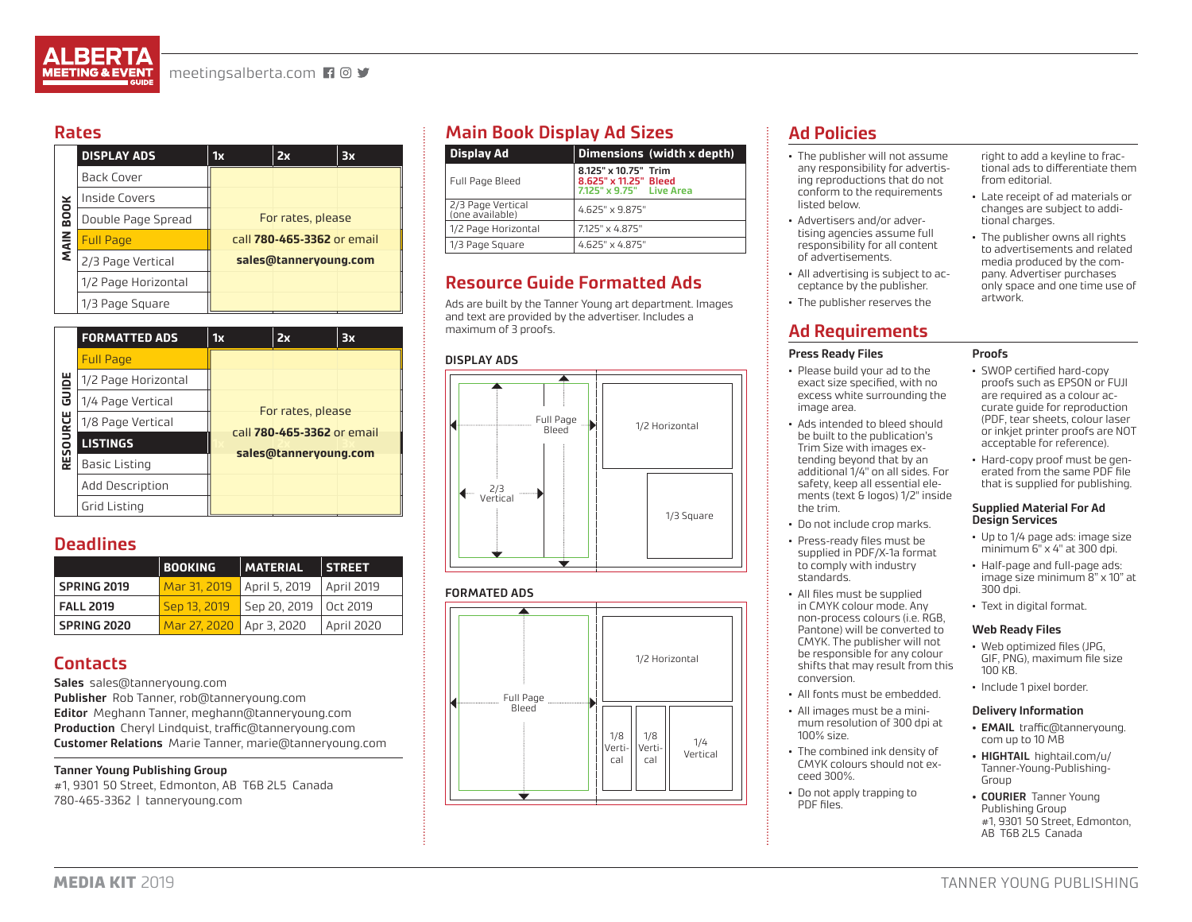ALBERTA MEETING & EVENT GUIDE

meetingsalberta.com

## Rates

| | DISPLAY ADS | 1x | 2x | 3x |
|---|---|---|---|---|
| MAIN BOOK | Back Cover | For rates, please call **780-465-3362** or email **sales@tanneryoung.com** | | |
| | Inside Covers | | | |
| | Double Page Spread | | | |
| | Full Page | | | |
| | 2/3 Page Vertical | | | |
| | 1/2 Page Horizontal | | | |
| | 1/3 Page Square | | | |

| | FORMATTED ADS | 1x | 2x | 3x |
|---|---|---|---|---|
| RESOURCE GUIDE | Full Page | For rates, please call **780-465-3362** or email **sales@tanneryoung.com** | | |
| | 1/2 Page Horizontal | | | |
| | 1/4 Page Vertical | | | |
| | 1/8 Page Vertical | | | |
| | **LISTINGS** | | | |
| | Basic Listing | | | |
| | Add Description | | | |
| | Grid Listing | | | |

## Deadlines

| | BOOKING | MATERIAL | STREET |
|---|---|---|---|
| **SPRING 2019** | Mar 31, 2019 | April 5, 2019 | April 2019 |
| **FALL 2019** | Sep 13, 2019 | Sep 20, 2019 | Oct 2019 |
| **SPRING 2020** | Mar 27, 2020 | Apr 3, 2020 | April 2020 |

## Contacts

**Sales** sales@tanneryoung.com
**Publisher** Rob Tanner, rob@tanneryoung.com
**Editor** Meghann Tanner, meghann@tanneryoung.com
**Production** Cheryl Lindquist, traffic@tanneryoung.com
**Customer Relations** Marie Tanner, marie@tanneryoung.com

**Tanner Young Publishing Group**
#1, 9301 50 Street, Edmonton, AB T6B 2L5 Canada
780-465-3362 | tanneryoung.com

## Main Book Display Ad Sizes

| Display Ad | Dimensions (width x depth) |
|---|---|
| Full Page Bleed | 8.125" x 10.75" Trim<br>8.625" x 11.25" Bleed<br>7.125" x 9.75" Live Area |
| 2/3 Page Vertical (one available) | 4.625" x 9.875" |
| 1/2 Page Horizontal | 7.125" x 4.875" |
| 1/3 Page Square | 4.625" x 4.875" |

## Resource Guide Formatted Ads

Ads are built by the Tanner Young art department. Images and text are provided by the advertiser. Includes a maximum of 3 proofs.

**DISPLAY ADS**

Full Page Bleed
2/3 Vertical
1/2 Horizontal
1/3 Square

**FORMATED ADS**

Full Page Bleed
1/2 Horizontal
1/8 Vertical
1/8 Vertical
1/4 Vertical

## Ad Policies

- The publisher will not assume any responsibility for advertising reproductions that do not conform to the requirements listed below.
- Advertisers and/or advertising agencies assume full responsibility for all content of advertisements.
- All advertising is subject to acceptance by the publisher.
- The publisher reserves the right to add a keyline to fractional ads to differentiate them from editorial.
- Late receipt of ad materials or changes are subject to additional charges.
- The publisher owns all rights to advertisements and related media produced by the company. Advertiser purchases only space and one time use of artwork.

## Ad Requirements

### Press Ready Files

- Please build your ad to the exact size specified, with no excess white surrounding the image area.
- Ads intended to bleed should be built to the publication's Trim Size with images extending beyond that by an additional 1/4" on all sides. For safety, keep all essential elements (text & logos) 1/2" inside the trim.
- Do not include crop marks.
- Press-ready files must be supplied in PDF/X-1a format to comply with industry standards.
- All files must be supplied in CMYK colour mode. Any non-process colours (i.e. RGB, Pantone) will be converted to CMYK. The publisher will not be responsible for any colour shifts that may result from this conversion.
- All fonts must be embedded.
- All images must be a minimum resolution of 300 dpi at 100% size.
- The combined ink density of CMYK colours should not exceed 300%.
- Do not apply trapping to PDF files.

### Proofs

- SWOP certified hard-copy proofs such as EPSON or FUJI are required as a colour accurate guide for reproduction (PDF, tear sheets, colour laser or inkjet printer proofs are NOT acceptable for reference).
- Hard-copy proof must be generated from the same PDF file that is supplied for publishing.

### Supplied Material For Ad Design Services

- Up to 1/4 page ads: image size minimum 6" x 4" at 300 dpi.
- Half-page and full-page ads: image size minimum 8" x 10" at 300 dpi.
- Text in digital format.

### Web Ready Files

- Web optimized files (JPG, GIF, PNG), maximum file size 100 KB.
- Include 1 pixel border.

### Delivery Information

- **EMAIL** traffic@tanneryoung.com up to 10 MB
- **HIGHTAIL** hightail.com/u/Tanner-Young-Publishing-Group
- **COURIER** Tanner Young Publishing Group #1, 9301 50 Street, Edmonton, AB T6B 2L5 Canada